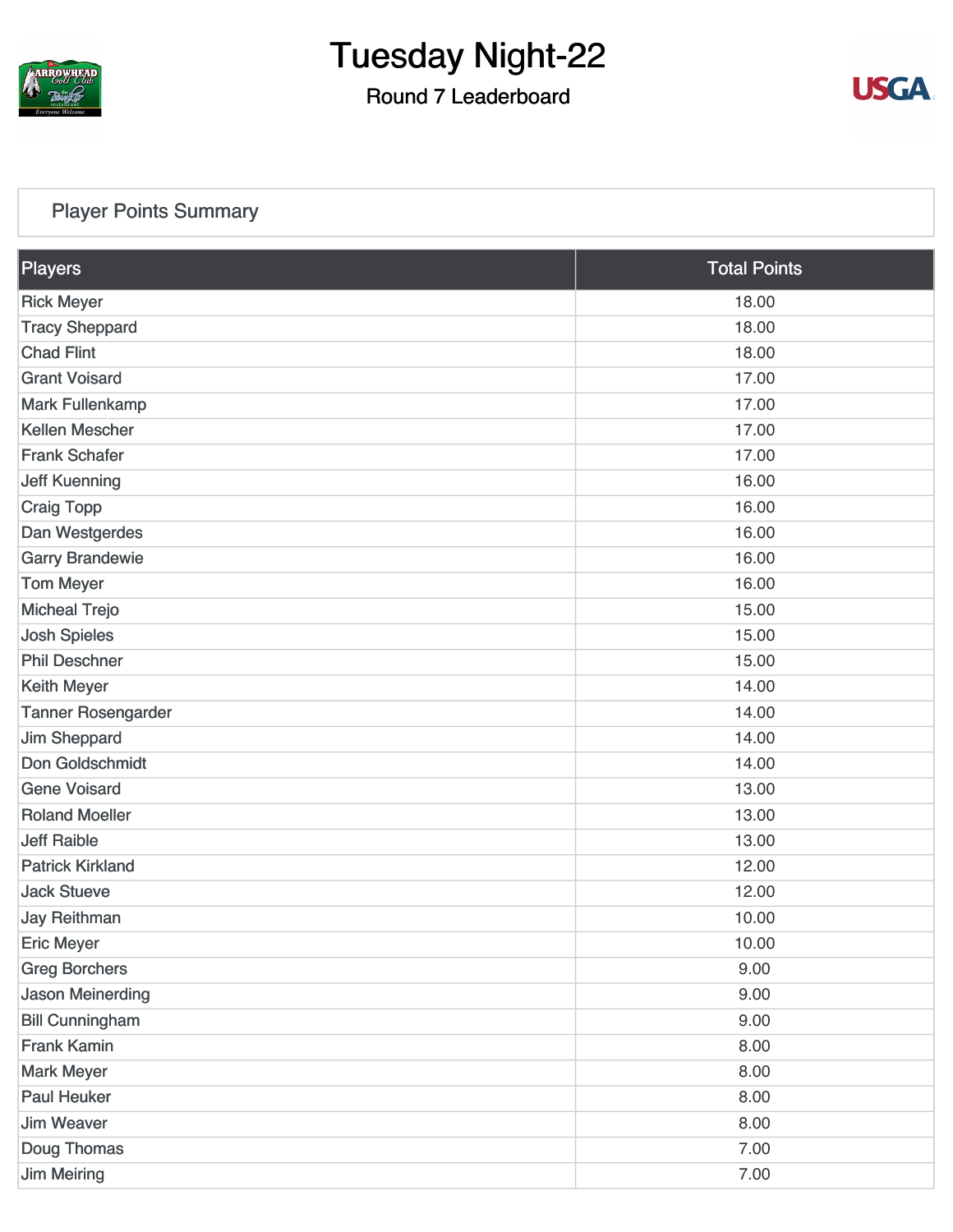# Tuesday Night-22

## Round 7 Leaderboard

### Player Points Summary

| Players | Total Points |
|---|---|
| Rick Meyer | 18.00 |
| Tracy Sheppard | 18.00 |
| Chad Flint | 18.00 |
| Grant Voisard | 17.00 |
| Mark Fullenkamp | 17.00 |
| Kellen Mescher | 17.00 |
| Frank Schafer | 17.00 |
| Jeff Kuenning | 16.00 |
| Craig Topp | 16.00 |
| Dan Westgerdes | 16.00 |
| Garry Brandewie | 16.00 |
| Tom Meyer | 16.00 |
| Micheal Trejo | 15.00 |
| Josh Spieles | 15.00 |
| Phil Deschner | 15.00 |
| Keith Meyer | 14.00 |
| Tanner Rosengarder | 14.00 |
| Jim Sheppard | 14.00 |
| Don Goldschmidt | 14.00 |
| Gene Voisard | 13.00 |
| Roland Moeller | 13.00 |
| Jeff Raible | 13.00 |
| Patrick Kirkland | 12.00 |
| Jack Stueve | 12.00 |
| Jay Reithman | 10.00 |
| Eric Meyer | 10.00 |
| Greg Borchers | 9.00 |
| Jason Meinerding | 9.00 |
| Bill Cunningham | 9.00 |
| Frank Kamin | 8.00 |
| Mark Meyer | 8.00 |
| Paul Heuker | 8.00 |
| Jim Weaver | 8.00 |
| Doug Thomas | 7.00 |
| Jim Meiring | 7.00 |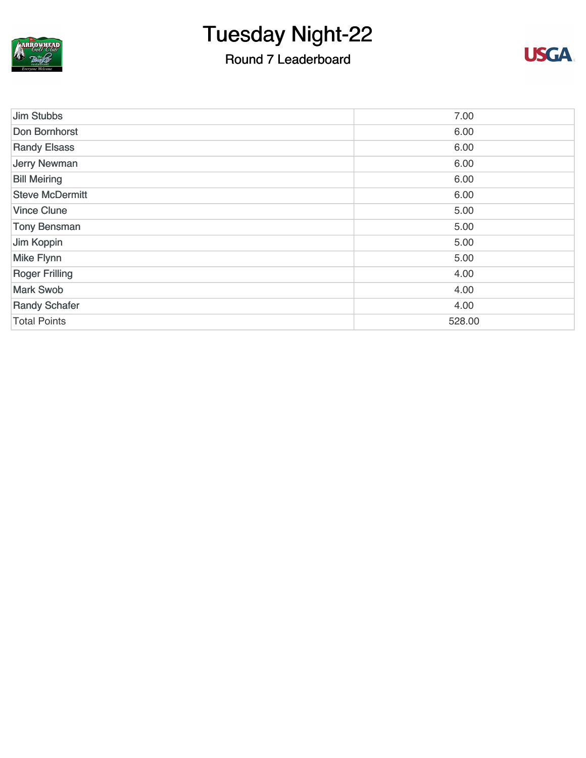# Tuesday Night-22

## Round 7 Leaderboard

| | |
|---|---|
| Jim Stubbs | 7.00 |
| Don Bornhorst | 6.00 |
| Randy Elsass | 6.00 |
| Jerry Newman | 6.00 |
| Bill Meiring | 6.00 |
| Steve McDermitt | 6.00 |
| Vince Clune | 5.00 |
| Tony Bensman | 5.00 |
| Jim Koppin | 5.00 |
| Mike Flynn | 5.00 |
| Roger Frilling | 4.00 |
| Mark Swob | 4.00 |
| Randy Schafer | 4.00 |
| Total Points | 528.00 |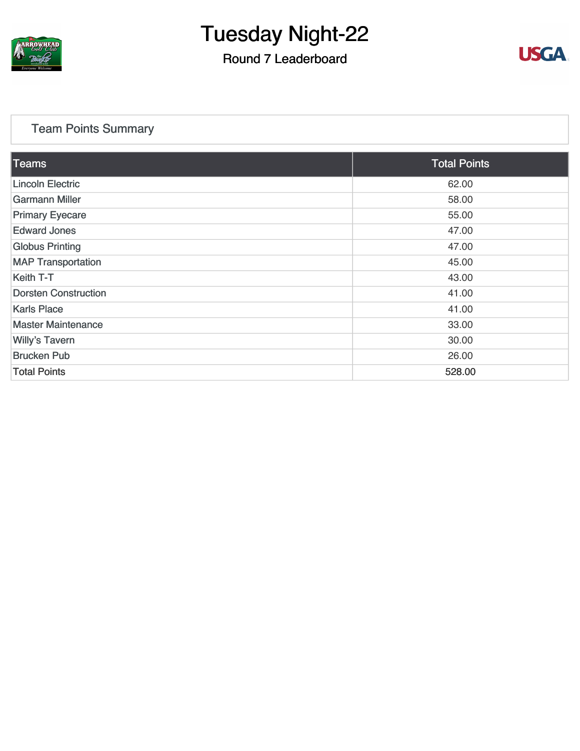# Tuesday Night-22

## Round 7 Leaderboard

### Team Points Summary

| Teams | Total Points |
|---|---|
| Lincoln Electric | 62.00 |
| Garmann Miller | 58.00 |
| Primary Eyecare | 55.00 |
| Edward Jones | 47.00 |
| Globus Printing | 47.00 |
| MAP Transportation | 45.00 |
| Keith T-T | 43.00 |
| Dorsten Construction | 41.00 |
| Karls Place | 41.00 |
| Master Maintenance | 33.00 |
| Willy's Tavern | 30.00 |
| Brucken Pub | 26.00 |
| Total Points | 528.00 |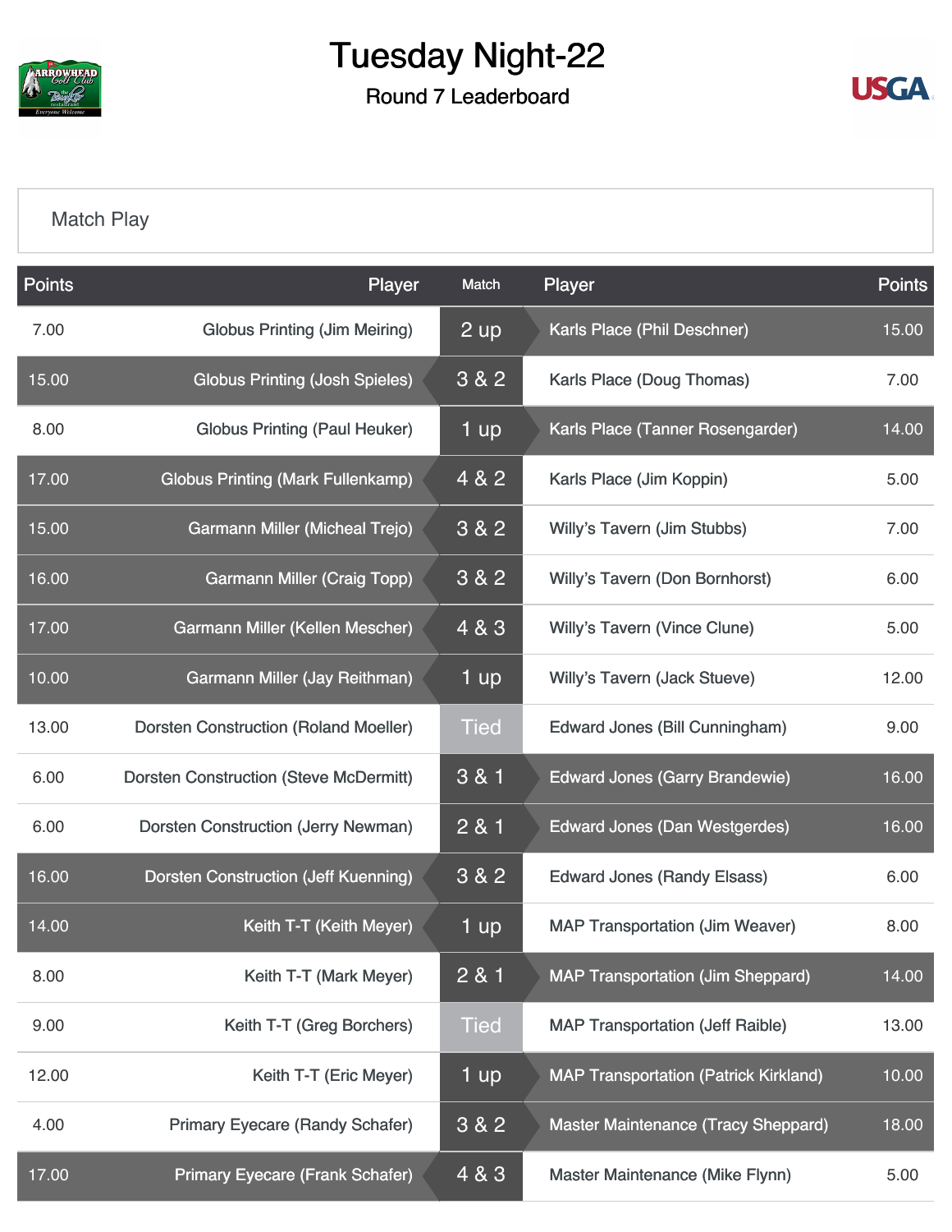# Tuesday Night-22

## Round 7 Leaderboard

Match Play

| Points | Player | Match | Player | Points |
|---|---|---|---|---|
| 7.00 | Globus Printing (Jim Meiring) | 2 up | Karls Place (Phil Deschner) | 15.00 |
| 15.00 | Globus Printing (Josh Spieles) | 3 & 2 | Karls Place (Doug Thomas) | 7.00 |
| 8.00 | Globus Printing (Paul Heuker) | 1 up | Karls Place (Tanner Rosengarder) | 14.00 |
| 17.00 | Globus Printing (Mark Fullenkamp) | 4 & 2 | Karls Place (Jim Koppin) | 5.00 |
| 15.00 | Garmann Miller (Micheal Trejo) | 3 & 2 | Willy's Tavern (Jim Stubbs) | 7.00 |
| 16.00 | Garmann Miller (Craig Topp) | 3 & 2 | Willy's Tavern (Don Bornhorst) | 6.00 |
| 17.00 | Garmann Miller (Kellen Mescher) | 4 & 3 | Willy's Tavern (Vince Clune) | 5.00 |
| 10.00 | Garmann Miller (Jay Reithman) | 1 up | Willy's Tavern (Jack Stueve) | 12.00 |
| 13.00 | Dorsten Construction (Roland Moeller) | Tied | Edward Jones (Bill Cunningham) | 9.00 |
| 6.00 | Dorsten Construction (Steve McDermitt) | 3 & 1 | Edward Jones (Garry Brandewie) | 16.00 |
| 6.00 | Dorsten Construction (Jerry Newman) | 2 & 1 | Edward Jones (Dan Westgerdes) | 16.00 |
| 16.00 | Dorsten Construction (Jeff Kuenning) | 3 & 2 | Edward Jones (Randy Elsass) | 6.00 |
| 14.00 | Keith T-T (Keith Meyer) | 1 up | MAP Transportation (Jim Weaver) | 8.00 |
| 8.00 | Keith T-T (Mark Meyer) | 2 & 1 | MAP Transportation (Jim Sheppard) | 14.00 |
| 9.00 | Keith T-T (Greg Borchers) | Tied | MAP Transportation (Jeff Raible) | 13.00 |
| 12.00 | Keith T-T (Eric Meyer) | 1 up | MAP Transportation (Patrick Kirkland) | 10.00 |
| 4.00 | Primary Eyecare (Randy Schafer) | 3 & 2 | Master Maintenance (Tracy Sheppard) | 18.00 |
| 17.00 | Primary Eyecare (Frank Schafer) | 4 & 3 | Master Maintenance (Mike Flynn) | 5.00 |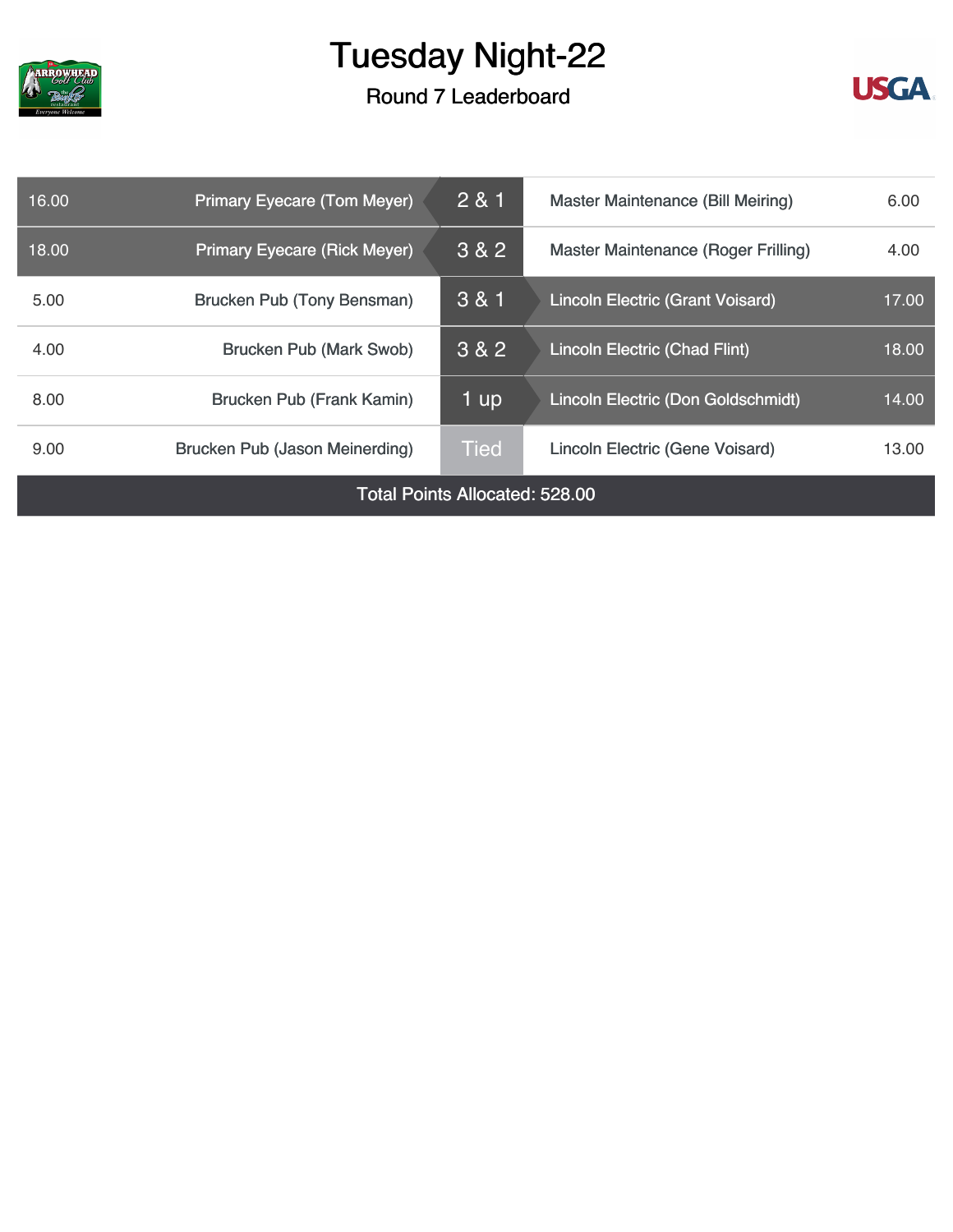# Tuesday Night-22

## Round 7 Leaderboard

| Points | Team (Player) | Result | Team (Player) | Points |
|---|---|---|---|---|
| 16.00 | Primary Eyecare (Tom Meyer) | 2 & 1 | Master Maintenance (Bill Meiring) | 6.00 |
| 18.00 | Primary Eyecare (Rick Meyer) | 3 & 2 | Master Maintenance (Roger Frilling) | 4.00 |
| 5.00 | Brucken Pub (Tony Bensman) | 3 & 1 | Lincoln Electric (Grant Voisard) | 17.00 |
| 4.00 | Brucken Pub (Mark Swob) | 3 & 2 | Lincoln Electric (Chad Flint) | 18.00 |
| 8.00 | Brucken Pub (Frank Kamin) | 1 up | Lincoln Electric (Don Goldschmidt) | 14.00 |
| 9.00 | Brucken Pub (Jason Meinerding) | Tied | Lincoln Electric (Gene Voisard) | 13.00 |

Total Points Allocated: 528.00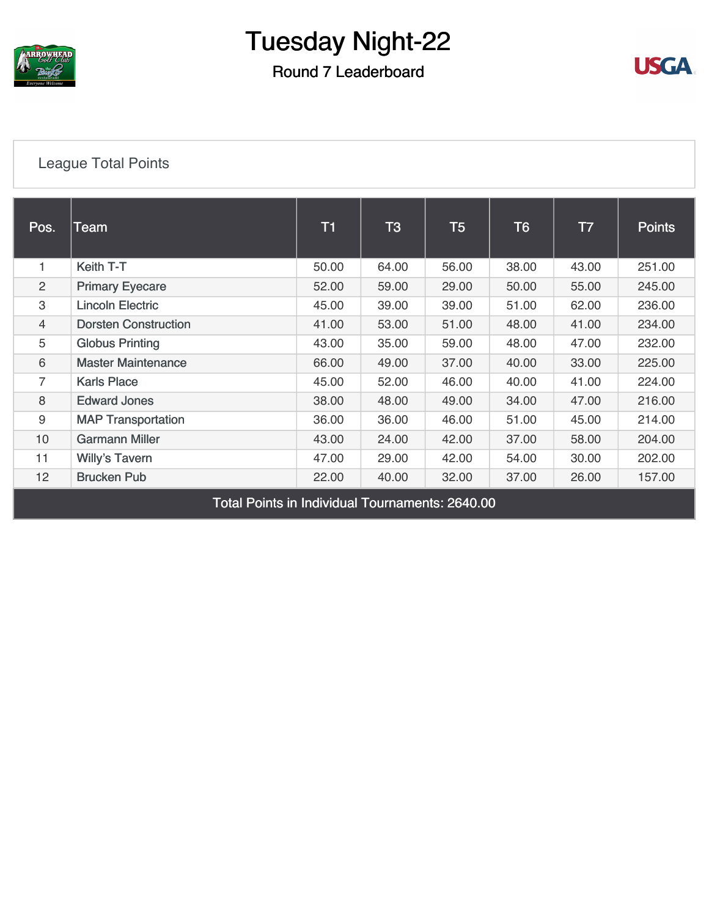# Tuesday Night-22

## Round 7 Leaderboard

League Total Points

| Pos. | Team | T1 | T3 | T5 | T6 | T7 | Points |
|---|---|---|---|---|---|---|---|
| 1 | Keith T-T | 50.00 | 64.00 | 56.00 | 38.00 | 43.00 | 251.00 |
| 2 | Primary Eyecare | 52.00 | 59.00 | 29.00 | 50.00 | 55.00 | 245.00 |
| 3 | Lincoln Electric | 45.00 | 39.00 | 39.00 | 51.00 | 62.00 | 236.00 |
| 4 | Dorsten Construction | 41.00 | 53.00 | 51.00 | 48.00 | 41.00 | 234.00 |
| 5 | Globus Printing | 43.00 | 35.00 | 59.00 | 48.00 | 47.00 | 232.00 |
| 6 | Master Maintenance | 66.00 | 49.00 | 37.00 | 40.00 | 33.00 | 225.00 |
| 7 | Karls Place | 45.00 | 52.00 | 46.00 | 40.00 | 41.00 | 224.00 |
| 8 | Edward Jones | 38.00 | 48.00 | 49.00 | 34.00 | 47.00 | 216.00 |
| 9 | MAP Transportation | 36.00 | 36.00 | 46.00 | 51.00 | 45.00 | 214.00 |
| 10 | Garmann Miller | 43.00 | 24.00 | 42.00 | 37.00 | 58.00 | 204.00 |
| 11 | Willy's Tavern | 47.00 | 29.00 | 42.00 | 54.00 | 30.00 | 202.00 |
| 12 | Brucken Pub | 22.00 | 40.00 | 32.00 | 37.00 | 26.00 | 157.00 |

Total Points in Individual Tournaments: 2640.00